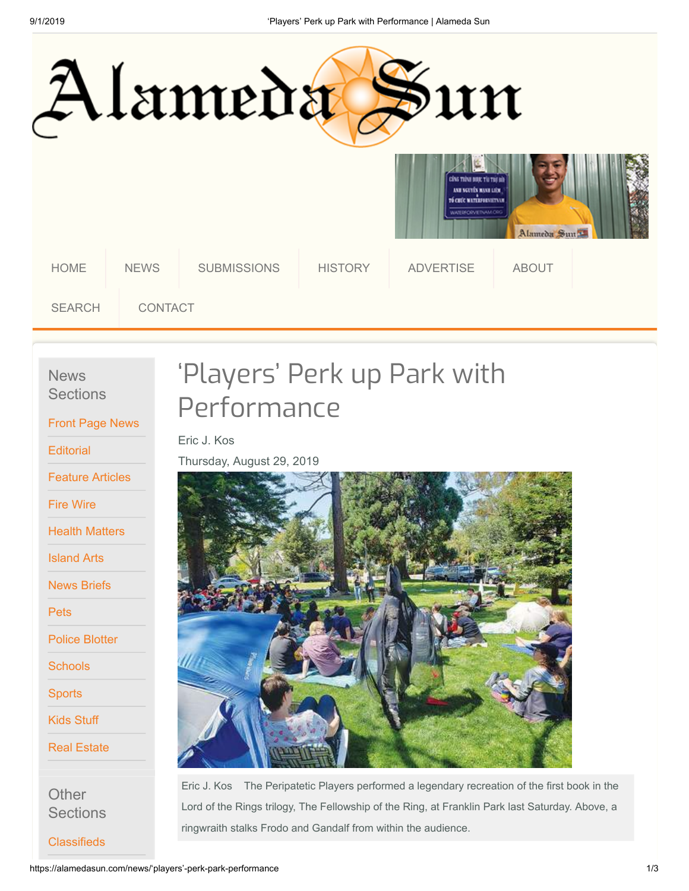# Alameda Sun

HOME | NEWS | SUBMISSIONS | HISTORY | ADVERTISE | ABOUT | SEARCH | CONTACT

**News Sections**

- Front Page News
- Editorial
- Feature Articles
- Fire Wire
- Health Matters
- Island Arts
- News Briefs
- Pets
- Police Blotter
- Schools
- Sports
- Kids Stuff
- Real Estate

**Other Sections**

- Classifieds

# 'Players' Perk up Park with Performance

Eric J. Kos

Thursday, August 29, 2019

Eric J. Kos The Peripatetic Players performed a legendary recreation of the first book in the Lord of the Rings trilogy, The Fellowship of the Ring, at Franklin Park last Saturday. Above, a ringwraith stalks Frodo and Gandalf from within the audience.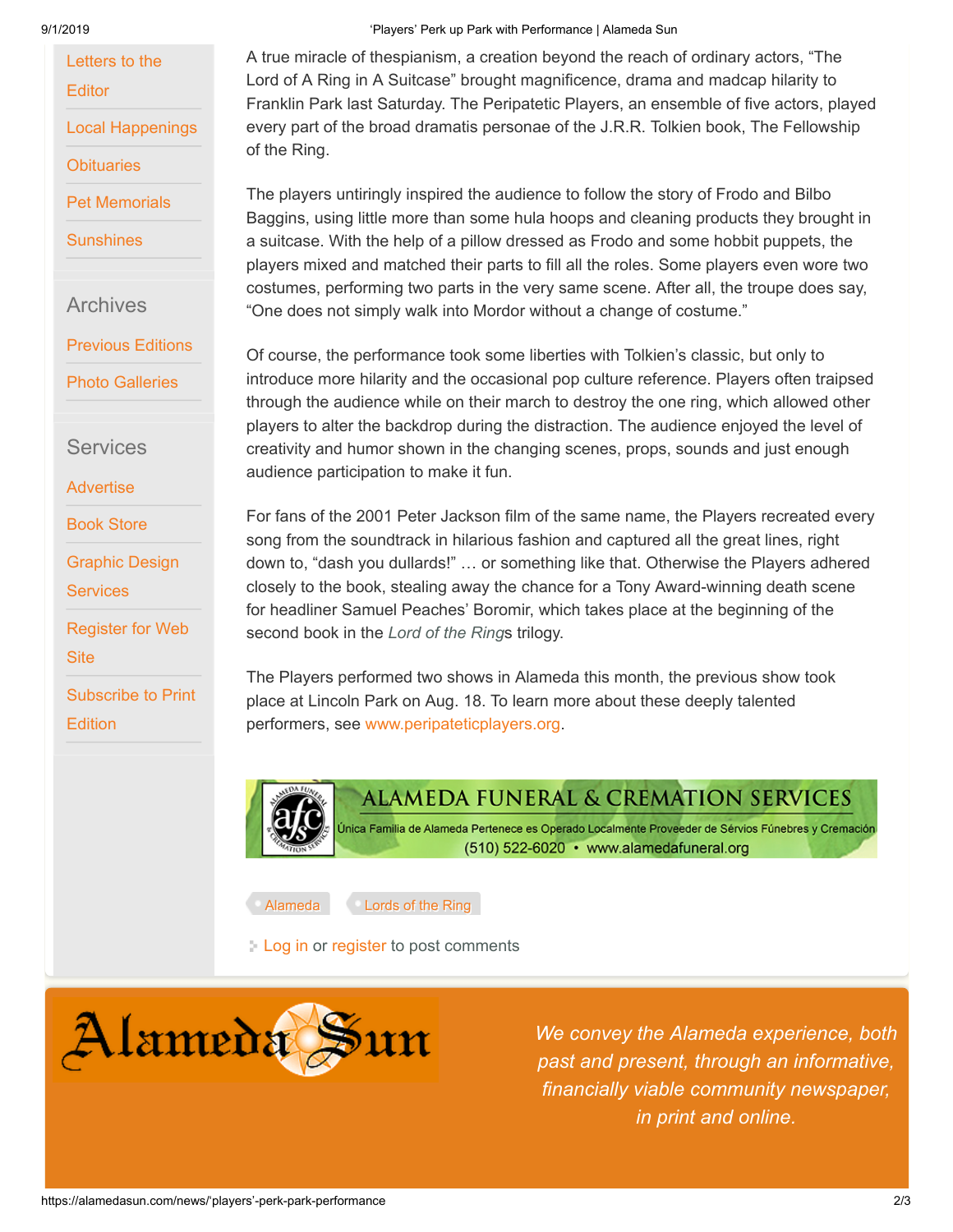Letters to the Editor

Local Happenings

Obituaries

Pet Memorials

Sunshines

## Archives

Previous Editions

Photo Galleries

## Services

Advertise

Book Store

Graphic Design Services

Register for Web Site

Subscribe to Print Edition

A true miracle of thespianism, a creation beyond the reach of ordinary actors, "The Lord of A Ring in A Suitcase" brought magnificence, drama and madcap hilarity to Franklin Park last Saturday. The Peripatetic Players, an ensemble of five actors, played every part of the broad dramatis personae of the J.R.R. Tolkien book, The Fellowship of the Ring.

The players untiringly inspired the audience to follow the story of Frodo and Bilbo Baggins, using little more than some hula hoops and cleaning products they brought in a suitcase. With the help of a pillow dressed as Frodo and some hobbit puppets, the players mixed and matched their parts to fill all the roles. Some players even wore two costumes, performing two parts in the very same scene. After all, the troupe does say, "One does not simply walk into Mordor without a change of costume."

Of course, the performance took some liberties with Tolkien's classic, but only to introduce more hilarity and the occasional pop culture reference. Players often traipsed through the audience while on their march to destroy the one ring, which allowed other players to alter the backdrop during the distraction. The audience enjoyed the level of creativity and humor shown in the changing scenes, props, sounds and just enough audience participation to make it fun.

For fans of the 2001 Peter Jackson film of the same name, the Players recreated every song from the soundtrack in hilarious fashion and captured all the great lines, right down to, "dash you dullards!" … or something like that. Otherwise the Players adhered closely to the book, stealing away the chance for a Tony Award-winning death scene for headliner Samuel Peaches' Boromir, which takes place at the beginning of the second book in the *Lord of the Ring*s trilogy.

The Players performed two shows in Alameda this month, the previous show took place at Lincoln Park on Aug. 18. To learn more about these deeply talented performers, see www.peripateticplayers.org.

ALAMEDA FUNERAL & CREMATION SERVICES
Única Familia de Alameda Pertenece es Operado Localmente Proveeder de Sérvios Fúnebres y Cremación
(510) 522-6020 • www.alamedafuneral.org

Alameda | Lords of the Ring

Log in or register to post comments

Alameda Sun

*We convey the Alameda experience, both past and present, through an informative, financially viable community newspaper, in print and online.*